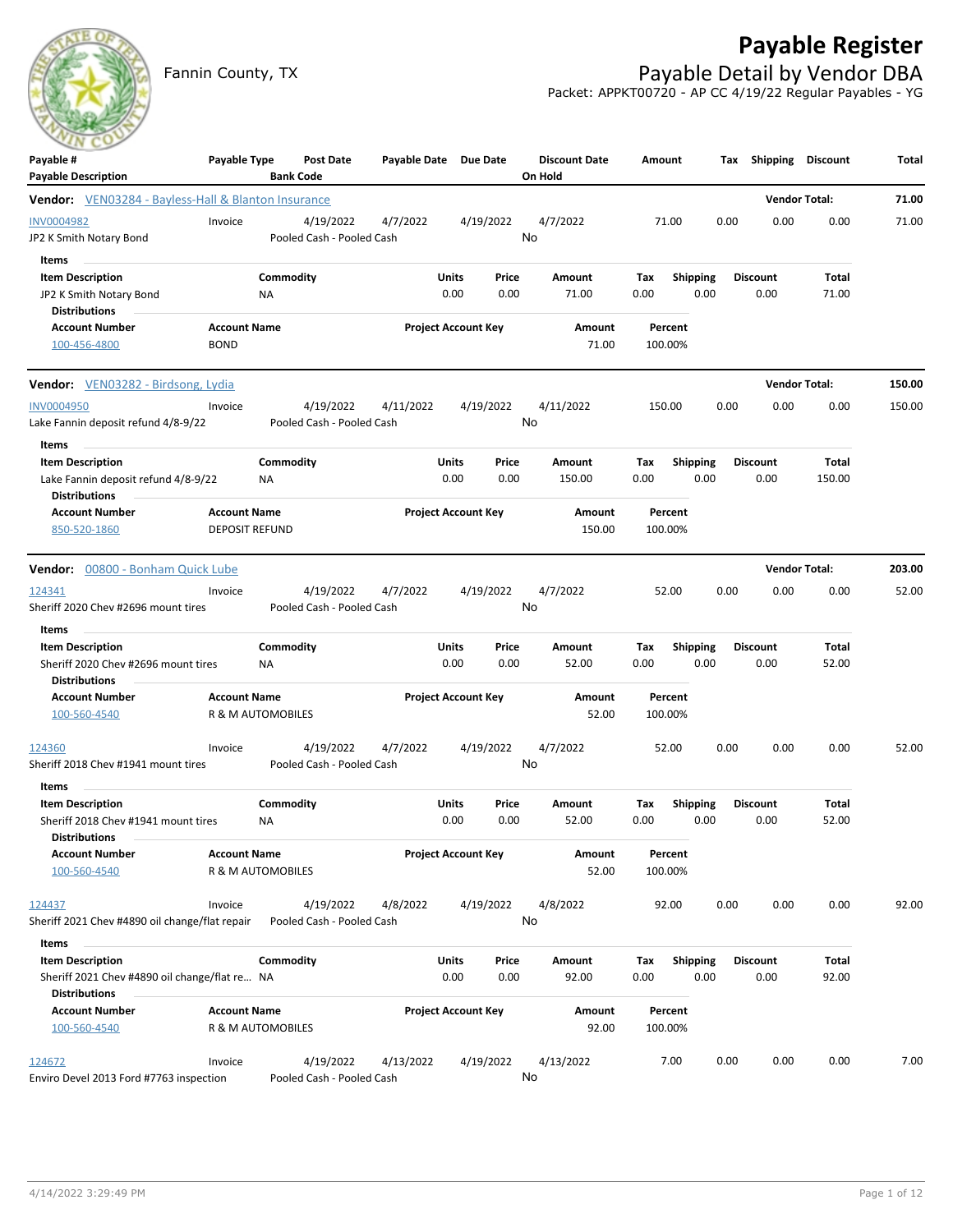# Payable Register

Fannin County, TX

## Payable Detail by Vendor DBA

Packet: APPKT00720 - AP CC 4/19/22 Regular Payables - YG

| Payable # / Payable Description | Payable Type | Post Date / Bank Code | Payable Date | Due Date | Discount Date / On Hold | Amount | Tax | Shipping | Discount | Total |
|---|---|---|---|---|---|---|---|---|---|---|

**Vendor:** VEN03284 - Bayless-Hall & Blanton Insurance — **Vendor Total:** 71.00

| Payable # / Payable Description | Payable Type | Post Date / Bank Code | Payable Date | Due Date | Discount Date / On Hold | Amount | Tax | Shipping | Discount | Total |
|---|---|---|---|---|---|---|---|---|---|---|
| INV0004982 | Invoice | 4/19/2022 | 4/7/2022 | 4/19/2022 | 4/7/2022 | 71.00 | 0.00 | 0.00 | 0.00 | 71.00 |
| JP2 K Smith Notary Bond | | Pooled Cash - Pooled Cash | | | No | | | | | |

Items

| Item Description | Commodity | Units | Price | Amount | Tax | Shipping | Discount | Total |
|---|---|---|---|---|---|---|---|---|
| JP2 K Smith Notary Bond | NA | 0.00 | 0.00 | 71.00 | 0.00 | 0.00 | 0.00 | 71.00 |

Distributions

| Account Number | Account Name | Project Account Key | Amount | Percent |
|---|---|---|---|---|
| 100-456-4800 | BOND | | 71.00 | 100.00% |

**Vendor:** VEN03282 - Birdsong, Lydia — **Vendor Total:** 150.00

| Payable # / Payable Description | Payable Type | Post Date / Bank Code | Payable Date | Due Date | Discount Date / On Hold | Amount | Tax | Shipping | Discount | Total |
|---|---|---|---|---|---|---|---|---|---|---|
| INV0004950 | Invoice | 4/19/2022 | 4/11/2022 | 4/19/2022 | 4/11/2022 | 150.00 | 0.00 | 0.00 | 0.00 | 150.00 |
| Lake Fannin deposit refund 4/8-9/22 | | Pooled Cash - Pooled Cash | | | No | | | | | |

Items

| Item Description | Commodity | Units | Price | Amount | Tax | Shipping | Discount | Total |
|---|---|---|---|---|---|---|---|---|
| Lake Fannin deposit refund 4/8-9/22 | NA | 0.00 | 0.00 | 150.00 | 0.00 | 0.00 | 0.00 | 150.00 |

Distributions

| Account Number | Account Name | Project Account Key | Amount | Percent |
|---|---|---|---|---|
| 850-520-1860 | DEPOSIT REFUND | | 150.00 | 100.00% |

**Vendor:** 00800 - Bonham Quick Lube — **Vendor Total:** 203.00

| Payable # / Payable Description | Payable Type | Post Date / Bank Code | Payable Date | Due Date | Discount Date / On Hold | Amount | Tax | Shipping | Discount | Total |
|---|---|---|---|---|---|---|---|---|---|---|
| 124341 | Invoice | 4/19/2022 | 4/7/2022 | 4/19/2022 | 4/7/2022 | 52.00 | 0.00 | 0.00 | 0.00 | 52.00 |
| Sheriff 2020 Chev #2696 mount tires | | Pooled Cash - Pooled Cash | | | No | | | | | |

Items

| Item Description | Commodity | Units | Price | Amount | Tax | Shipping | Discount | Total |
|---|---|---|---|---|---|---|---|---|
| Sheriff 2020 Chev #2696 mount tires | NA | 0.00 | 0.00 | 52.00 | 0.00 | 0.00 | 0.00 | 52.00 |

Distributions

| Account Number | Account Name | Project Account Key | Amount | Percent |
|---|---|---|---|---|
| 100-560-4540 | R & M AUTOMOBILES | | 52.00 | 100.00% |

| Payable # / Payable Description | Payable Type | Post Date / Bank Code | Payable Date | Due Date | Discount Date / On Hold | Amount | Tax | Shipping | Discount | Total |
|---|---|---|---|---|---|---|---|---|---|---|
| 124360 | Invoice | 4/19/2022 | 4/7/2022 | 4/19/2022 | 4/7/2022 | 52.00 | 0.00 | 0.00 | 0.00 | 52.00 |
| Sheriff 2018 Chev #1941 mount tires | | Pooled Cash - Pooled Cash | | | No | | | | | |

Items

| Item Description | Commodity | Units | Price | Amount | Tax | Shipping | Discount | Total |
|---|---|---|---|---|---|---|---|---|
| Sheriff 2018 Chev #1941 mount tires | NA | 0.00 | 0.00 | 52.00 | 0.00 | 0.00 | 0.00 | 52.00 |

Distributions

| Account Number | Account Name | Project Account Key | Amount | Percent |
|---|---|---|---|---|
| 100-560-4540 | R & M AUTOMOBILES | | 52.00 | 100.00% |

| Payable # / Payable Description | Payable Type | Post Date / Bank Code | Payable Date | Due Date | Discount Date / On Hold | Amount | Tax | Shipping | Discount | Total |
|---|---|---|---|---|---|---|---|---|---|---|
| 124437 | Invoice | 4/19/2022 | 4/8/2022 | 4/19/2022 | 4/8/2022 | 92.00 | 0.00 | 0.00 | 0.00 | 92.00 |
| Sheriff 2021 Chev #4890 oil change/flat repair | | Pooled Cash - Pooled Cash | | | No | | | | | |

Items

| Item Description | Commodity | Units | Price | Amount | Tax | Shipping | Discount | Total |
|---|---|---|---|---|---|---|---|---|
| Sheriff 2021 Chev #4890 oil change/flat re… | NA | 0.00 | 0.00 | 92.00 | 0.00 | 0.00 | 0.00 | 92.00 |

Distributions

| Account Number | Account Name | Project Account Key | Amount | Percent |
|---|---|---|---|---|
| 100-560-4540 | R & M AUTOMOBILES | | 92.00 | 100.00% |

| Payable # / Payable Description | Payable Type | Post Date / Bank Code | Payable Date | Due Date | Discount Date / On Hold | Amount | Tax | Shipping | Discount | Total |
|---|---|---|---|---|---|---|---|---|---|---|
| 124672 | Invoice | 4/19/2022 | 4/13/2022 | 4/19/2022 | 4/13/2022 | 7.00 | 0.00 | 0.00 | 0.00 | 7.00 |
| Enviro Devel 2013 Ford #7763 inspection | | Pooled Cash - Pooled Cash | | | No | | | | | |

4/14/2022 3:29:49 PM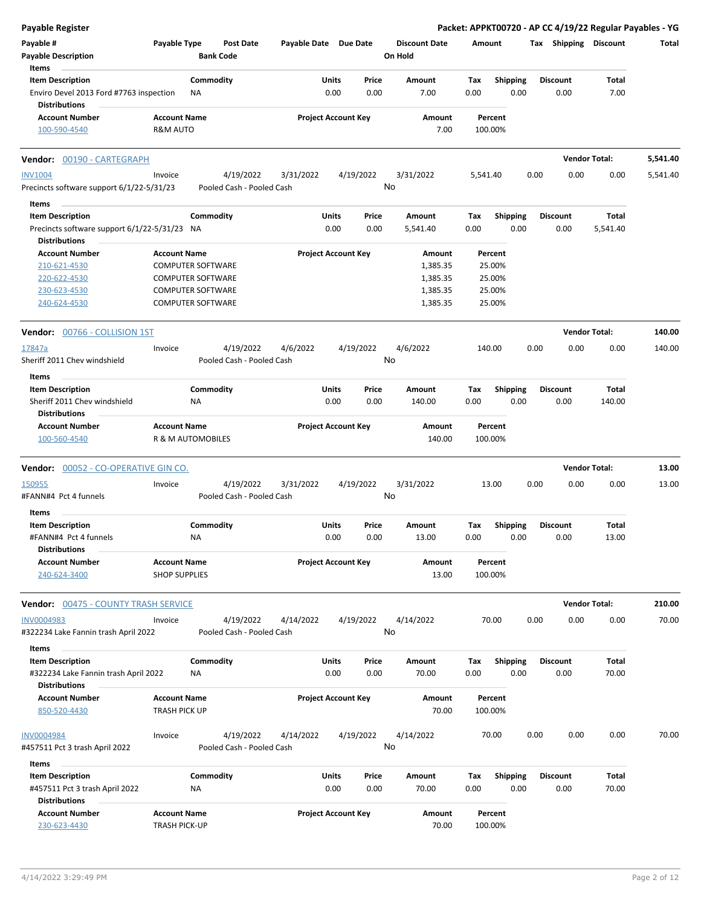**Payable Register** — **Packet: APPKT00720 - AP CC 4/19/22 Regular Payables - YG**

| Payable # | Payable Type | Post Date | Payable Date | Due Date | Discount Date | Amount | Tax | Shipping | Discount | Total |
|---|---|---|---|---|---|---|---|---|---|---|
| Payable Description | | Bank Code | | | On Hold | | | | | |

**Items**

| Item Description | Commodity | Units | Price | Amount | Tax | Shipping | Discount | Total |
|---|---|---|---|---|---|---|---|---|
| Enviro Devel 2013 Ford #7763 inspection | NA | 0.00 | 0.00 | 7.00 | 0.00 | 0.00 | 0.00 | 7.00 |

**Distributions**

| Account Number | Account Name | Project Account Key | Amount | Percent |
|---|---|---|---|---|
| 100-590-4540 | R&M AUTO | | 7.00 | 100.00% |

---

## Vendor: 00190 - CARTEGRAPH — Vendor Total: 5,541.40

| Payable # | Payable Type | Post Date | Payable Date | Due Date | Discount Date | Amount | Tax | Shipping | Discount | Total |
|---|---|---|---|---|---|---|---|---|---|---|
| INV1004 | Invoice | 4/19/2022 | 3/31/2022 | 4/19/2022 | 3/31/2022 | 5,541.40 | 0.00 | 0.00 | 0.00 | 5,541.40 |
| Precincts software support 6/1/22-5/31/23 | | Pooled Cash - Pooled Cash | | | No | | | | | |

**Items**

| Item Description | Commodity | Units | Price | Amount | Tax | Shipping | Discount | Total |
|---|---|---|---|---|---|---|---|---|
| Precincts software support 6/1/22-5/31/23 | NA | 0.00 | 0.00 | 5,541.40 | 0.00 | 0.00 | 0.00 | 5,541.40 |

**Distributions**

| Account Number | Account Name | Project Account Key | Amount | Percent |
|---|---|---|---|---|
| 210-621-4530 | COMPUTER SOFTWARE | | 1,385.35 | 25.00% |
| 220-622-4530 | COMPUTER SOFTWARE | | 1,385.35 | 25.00% |
| 230-623-4530 | COMPUTER SOFTWARE | | 1,385.35 | 25.00% |
| 240-624-4530 | COMPUTER SOFTWARE | | 1,385.35 | 25.00% |

---

## Vendor: 00766 - COLLISION 1ST — Vendor Total: 140.00

| Payable # | Payable Type | Post Date | Payable Date | Due Date | Discount Date | Amount | Tax | Shipping | Discount | Total |
|---|---|---|---|---|---|---|---|---|---|---|
| 17847a | Invoice | 4/19/2022 | 4/6/2022 | 4/19/2022 | 4/6/2022 | 140.00 | 0.00 | 0.00 | 0.00 | 140.00 |
| Sheriff 2011 Chev windshield | | Pooled Cash - Pooled Cash | | | No | | | | | |

**Items**

| Item Description | Commodity | Units | Price | Amount | Tax | Shipping | Discount | Total |
|---|---|---|---|---|---|---|---|---|
| Sheriff 2011 Chev windshield | NA | 0.00 | 0.00 | 140.00 | 0.00 | 0.00 | 0.00 | 140.00 |

**Distributions**

| Account Number | Account Name | Project Account Key | Amount | Percent |
|---|---|---|---|---|
| 100-560-4540 | R & M AUTOMOBILES | | 140.00 | 100.00% |

---

## Vendor: 00052 - CO-OPERATIVE GIN CO. — Vendor Total: 13.00

| Payable # | Payable Type | Post Date | Payable Date | Due Date | Discount Date | Amount | Tax | Shipping | Discount | Total |
|---|---|---|---|---|---|---|---|---|---|---|
| 150955 | Invoice | 4/19/2022 | 3/31/2022 | 4/19/2022 | 3/31/2022 | 13.00 | 0.00 | 0.00 | 0.00 | 13.00 |
| #FANN#4 Pct 4 funnels | | Pooled Cash - Pooled Cash | | | No | | | | | |

**Items**

| Item Description | Commodity | Units | Price | Amount | Tax | Shipping | Discount | Total |
|---|---|---|---|---|---|---|---|---|
| #FANN#4 Pct 4 funnels | NA | 0.00 | 0.00 | 13.00 | 0.00 | 0.00 | 0.00 | 13.00 |

**Distributions**

| Account Number | Account Name | Project Account Key | Amount | Percent |
|---|---|---|---|---|
| 240-624-3400 | SHOP SUPPLIES | | 13.00 | 100.00% |

---

## Vendor: 00475 - COUNTY TRASH SERVICE — Vendor Total: 210.00

| Payable # | Payable Type | Post Date | Payable Date | Due Date | Discount Date | Amount | Tax | Shipping | Discount | Total |
|---|---|---|---|---|---|---|---|---|---|---|
| INV0004983 | Invoice | 4/19/2022 | 4/14/2022 | 4/19/2022 | 4/14/2022 | 70.00 | 0.00 | 0.00 | 0.00 | 70.00 |
| #322234 Lake Fannin trash April 2022 | | Pooled Cash - Pooled Cash | | | No | | | | | |

**Items**

| Item Description | Commodity | Units | Price | Amount | Tax | Shipping | Discount | Total |
|---|---|---|---|---|---|---|---|---|
| #322234 Lake Fannin trash April 2022 | NA | 0.00 | 0.00 | 70.00 | 0.00 | 0.00 | 0.00 | 70.00 |

**Distributions**

| Account Number | Account Name | Project Account Key | Amount | Percent |
|---|---|---|---|---|
| 850-520-4430 | TRASH PICK UP | | 70.00 | 100.00% |

| Payable # | Payable Type | Post Date | Payable Date | Due Date | Discount Date | Amount | Tax | Shipping | Discount | Total |
|---|---|---|---|---|---|---|---|---|---|---|
| INV0004984 | Invoice | 4/19/2022 | 4/14/2022 | 4/19/2022 | 4/14/2022 | 70.00 | 0.00 | 0.00 | 0.00 | 70.00 |
| #457511 Pct 3 trash April 2022 | | Pooled Cash - Pooled Cash | | | No | | | | | |

**Items**

| Item Description | Commodity | Units | Price | Amount | Tax | Shipping | Discount | Total |
|---|---|---|---|---|---|---|---|---|
| #457511 Pct 3 trash April 2022 | NA | 0.00 | 0.00 | 70.00 | 0.00 | 0.00 | 0.00 | 70.00 |

**Distributions**

| Account Number | Account Name | Project Account Key | Amount | Percent |
|---|---|---|---|---|
| 230-623-4430 | TRASH PICK-UP | | 70.00 | 100.00% |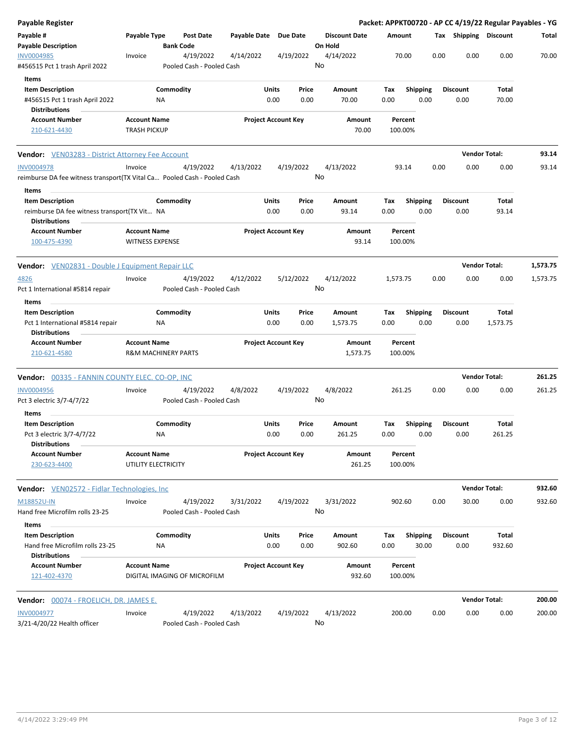## Payable Register

**Packet: APPKT00720 - AP CC 4/19/22 Regular Payables - YG**

| Payable # | Payable Type | Post Date | Payable Date | Due Date | Discount Date | Amount | Tax | Shipping | Discount | Total |
|---|---|---|---|---|---|---|---|---|---|---|
| **Payable Description** | | **Bank Code** | | | **On Hold** | | | | | |
| INV0004985 | Invoice | 4/19/2022 | 4/14/2022 | 4/19/2022 | 4/14/2022 | 70.00 | 0.00 | 0.00 | 0.00 | 70.00 |
| #456515 Pct 1 trash April 2022 | | Pooled Cash - Pooled Cash | | | No | | | | | |

**Items**

| Item Description | Commodity | Units | Price | Amount | Tax | Shipping | Discount | Total |
|---|---|---|---|---|---|---|---|---|
| #456515 Pct 1 trash April 2022 | NA | 0.00 | 0.00 | 70.00 | 0.00 | 0.00 | 0.00 | 70.00 |

**Distributions**

| Account Number | Account Name | Project Account Key | Amount | Percent |
|---|---|---|---|---|
| 210-621-4430 | TRASH PICKUP | | 70.00 | 100.00% |

### Vendor: VEN03283 - District Attorney Fee Account — Vendor Total: 93.14

| Payable # | Payable Type | Post Date | Payable Date | Due Date | Discount Date | Amount | Tax | Shipping | Discount | Total |
|---|---|---|---|---|---|---|---|---|---|---|
| INV0004978 | Invoice | 4/19/2022 | 4/13/2022 | 4/19/2022 | 4/13/2022 | 93.14 | 0.00 | 0.00 | 0.00 | 93.14 |
| reimburse DA fee witness transport(TX Vital Ca... | | Pooled Cash - Pooled Cash | | | No | | | | | |

**Items**

| Item Description | Commodity | Units | Price | Amount | Tax | Shipping | Discount | Total |
|---|---|---|---|---|---|---|---|---|
| reimburse DA fee witness transport(TX Vit... | NA | 0.00 | 0.00 | 93.14 | 0.00 | 0.00 | 0.00 | 93.14 |

**Distributions**

| Account Number | Account Name | Project Account Key | Amount | Percent |
|---|---|---|---|---|
| 100-475-4390 | WITNESS EXPENSE | | 93.14 | 100.00% |

### Vendor: VEN02831 - Double J Equipment Repair LLC — Vendor Total: 1,573.75

| Payable # | Payable Type | Post Date | Payable Date | Due Date | Discount Date | Amount | Tax | Shipping | Discount | Total |
|---|---|---|---|---|---|---|---|---|---|---|
| 4826 | Invoice | 4/19/2022 | 4/12/2022 | 5/12/2022 | 4/12/2022 | 1,573.75 | 0.00 | 0.00 | 0.00 | 1,573.75 |
| Pct 1 International #5814 repair | | Pooled Cash - Pooled Cash | | | No | | | | | |

**Items**

| Item Description | Commodity | Units | Price | Amount | Tax | Shipping | Discount | Total |
|---|---|---|---|---|---|---|---|---|
| Pct 1 International #5814 repair | NA | 0.00 | 0.00 | 1,573.75 | 0.00 | 0.00 | 0.00 | 1,573.75 |

**Distributions**

| Account Number | Account Name | Project Account Key | Amount | Percent |
|---|---|---|---|---|
| 210-621-4580 | R&M MACHINERY PARTS | | 1,573.75 | 100.00% |

### Vendor: 00335 - FANNIN COUNTY ELEC. CO-OP, INC — Vendor Total: 261.25

| Payable # | Payable Type | Post Date | Payable Date | Due Date | Discount Date | Amount | Tax | Shipping | Discount | Total |
|---|---|---|---|---|---|---|---|---|---|---|
| INV0004956 | Invoice | 4/19/2022 | 4/8/2022 | 4/19/2022 | 4/8/2022 | 261.25 | 0.00 | 0.00 | 0.00 | 261.25 |
| Pct 3 electric 3/7-4/7/22 | | Pooled Cash - Pooled Cash | | | No | | | | | |

**Items**

| Item Description | Commodity | Units | Price | Amount | Tax | Shipping | Discount | Total |
|---|---|---|---|---|---|---|---|---|
| Pct 3 electric 3/7-4/7/22 | NA | 0.00 | 0.00 | 261.25 | 0.00 | 0.00 | 0.00 | 261.25 |

**Distributions**

| Account Number | Account Name | Project Account Key | Amount | Percent |
|---|---|---|---|---|
| 230-623-4400 | UTILITY ELECTRICITY | | 261.25 | 100.00% |

### Vendor: VEN02572 - Fidlar Technologies, Inc — Vendor Total: 932.60

| Payable # | Payable Type | Post Date | Payable Date | Due Date | Discount Date | Amount | Tax | Shipping | Discount | Total |
|---|---|---|---|---|---|---|---|---|---|---|
| M18852U-IN | Invoice | 4/19/2022 | 3/31/2022 | 4/19/2022 | 3/31/2022 | 902.60 | 0.00 | 30.00 | 0.00 | 932.60 |
| Hand free Microfilm rolls 23-25 | | Pooled Cash - Pooled Cash | | | No | | | | | |

**Items**

| Item Description | Commodity | Units | Price | Amount | Tax | Shipping | Discount | Total |
|---|---|---|---|---|---|---|---|---|
| Hand free Microfilm rolls 23-25 | NA | 0.00 | 0.00 | 902.60 | 0.00 | 30.00 | 0.00 | 932.60 |

**Distributions**

| Account Number | Account Name | Project Account Key | Amount | Percent |
|---|---|---|---|---|
| 121-402-4370 | DIGITAL IMAGING OF MICROFILM | | 932.60 | 100.00% |

### Vendor: 00074 - FROELICH, DR. JAMES E. — Vendor Total: 200.00

| Payable # | Payable Type | Post Date | Payable Date | Due Date | Discount Date | Amount | Tax | Shipping | Discount | Total |
|---|---|---|---|---|---|---|---|---|---|---|
| INV0004977 | Invoice | 4/19/2022 | 4/13/2022 | 4/19/2022 | 4/13/2022 | 200.00 | 0.00 | 0.00 | 0.00 | 200.00 |
| 3/21-4/20/22 Health officer | | Pooled Cash - Pooled Cash | | | No | | | | | |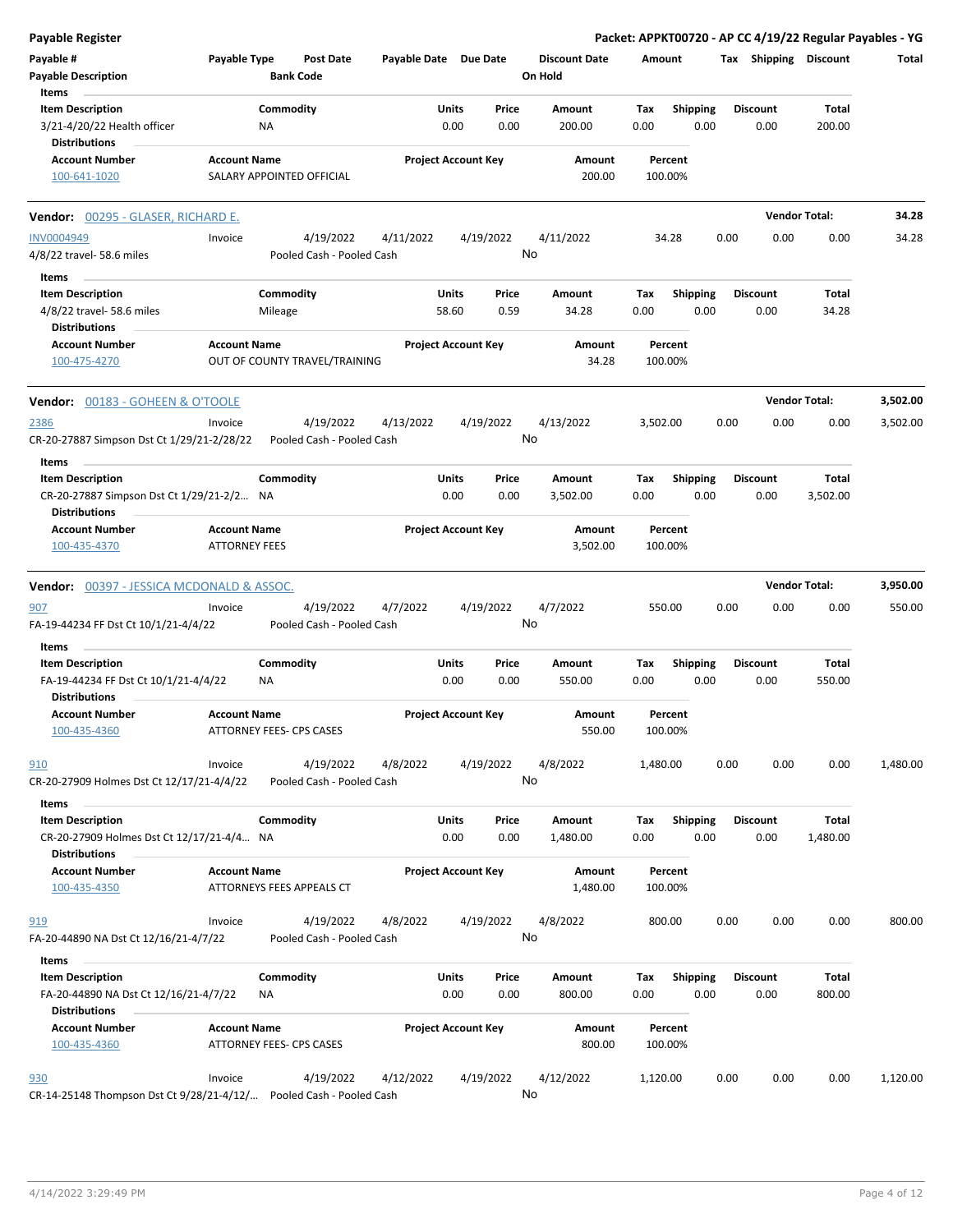## Payable Register

**Packet: APPKT00720 - AP CC 4/19/22 Regular Payables - YG**

| Payable # | Payable Type | Post Date | Payable Date | Due Date | Discount Date | Amount | Tax | Shipping | Discount | Total |
|---|---|---|---|---|---|---|---|---|---|---|
| Payable Description | | Bank Code | | | On Hold | | | | | |

**Items**

| Item Description | Commodity | Units | Price | Amount | Tax | Shipping | Discount | Total |
|---|---|---|---|---|---|---|---|---|
| 3/21-4/20/22 Health officer | NA | 0.00 | 0.00 | 200.00 | 0.00 | 0.00 | 0.00 | 200.00 |

**Distributions**

| Account Number | Account Name | Project Account Key | Amount | Percent |
|---|---|---|---|---|
| 100-641-1020 | SALARY APPOINTED OFFICIAL | | 200.00 | 100.00% |

---

### Vendor: 00295 - GLASER, RICHARD E. — Vendor Total: 34.28

| Payable # | Payable Type | Post Date | Payable Date | Due Date | Discount Date | Amount | Tax | Shipping | Discount | Total |
|---|---|---|---|---|---|---|---|---|---|---|
| INV0004949 | Invoice | 4/19/2022 | 4/11/2022 | 4/19/2022 | 4/11/2022 | 34.28 | 0.00 | 0.00 | 0.00 | 34.28 |
| 4/8/22 travel- 58.6 miles | | Pooled Cash - Pooled Cash | | | No | | | | | |

**Items**

| Item Description | Commodity | Units | Price | Amount | Tax | Shipping | Discount | Total |
|---|---|---|---|---|---|---|---|---|
| 4/8/22 travel- 58.6 miles | Mileage | 58.60 | 0.59 | 34.28 | 0.00 | 0.00 | 0.00 | 34.28 |

**Distributions**

| Account Number | Account Name | Project Account Key | Amount | Percent |
|---|---|---|---|---|
| 100-475-4270 | OUT OF COUNTY TRAVEL/TRAINING | | 34.28 | 100.00% |

---

### Vendor: 00183 - GOHEEN & O'TOOLE — Vendor Total: 3,502.00

| Payable # | Payable Type | Post Date | Payable Date | Due Date | Discount Date | Amount | Tax | Shipping | Discount | Total |
|---|---|---|---|---|---|---|---|---|---|---|
| 2386 | Invoice | 4/19/2022 | 4/13/2022 | 4/19/2022 | 4/13/2022 | 3,502.00 | 0.00 | 0.00 | 0.00 | 3,502.00 |
| CR-20-27887 Simpson Dst Ct 1/29/21-2/28/22 | | Pooled Cash - Pooled Cash | | | No | | | | | |

**Items**

| Item Description | Commodity | Units | Price | Amount | Tax | Shipping | Discount | Total |
|---|---|---|---|---|---|---|---|---|
| CR-20-27887 Simpson Dst Ct 1/29/21-2/2... | NA | 0.00 | 0.00 | 3,502.00 | 0.00 | 0.00 | 0.00 | 3,502.00 |

**Distributions**

| Account Number | Account Name | Project Account Key | Amount | Percent |
|---|---|---|---|---|
| 100-435-4370 | ATTORNEY FEES | | 3,502.00 | 100.00% |

---

### Vendor: 00397 - JESSICA MCDONALD & ASSOC. — Vendor Total: 3,950.00

| Payable # | Payable Type | Post Date | Payable Date | Due Date | Discount Date | Amount | Tax | Shipping | Discount | Total |
|---|---|---|---|---|---|---|---|---|---|---|
| 907 | Invoice | 4/19/2022 | 4/7/2022 | 4/19/2022 | 4/7/2022 | 550.00 | 0.00 | 0.00 | 0.00 | 550.00 |
| FA-19-44234 FF Dst Ct 10/1/21-4/4/22 | | Pooled Cash - Pooled Cash | | | No | | | | | |

**Items**

| Item Description | Commodity | Units | Price | Amount | Tax | Shipping | Discount | Total |
|---|---|---|---|---|---|---|---|---|
| FA-19-44234 FF Dst Ct 10/1/21-4/4/22 | NA | 0.00 | 0.00 | 550.00 | 0.00 | 0.00 | 0.00 | 550.00 |

**Distributions**

| Account Number | Account Name | Project Account Key | Amount | Percent |
|---|---|---|---|---|
| 100-435-4360 | ATTORNEY FEES- CPS CASES | | 550.00 | 100.00% |

| Payable # | Payable Type | Post Date | Payable Date | Due Date | Discount Date | Amount | Tax | Shipping | Discount | Total |
|---|---|---|---|---|---|---|---|---|---|---|
| 910 | Invoice | 4/19/2022 | 4/8/2022 | 4/19/2022 | 4/8/2022 | 1,480.00 | 0.00 | 0.00 | 0.00 | 1,480.00 |
| CR-20-27909 Holmes Dst Ct 12/17/21-4/4/22 | | Pooled Cash - Pooled Cash | | | No | | | | | |

**Items**

| Item Description | Commodity | Units | Price | Amount | Tax | Shipping | Discount | Total |
|---|---|---|---|---|---|---|---|---|
| CR-20-27909 Holmes Dst Ct 12/17/21-4/4... | NA | 0.00 | 0.00 | 1,480.00 | 0.00 | 0.00 | 0.00 | 1,480.00 |

**Distributions**

| Account Number | Account Name | Project Account Key | Amount | Percent |
|---|---|---|---|---|
| 100-435-4350 | ATTORNEYS FEES APPEALS CT | | 1,480.00 | 100.00% |

| Payable # | Payable Type | Post Date | Payable Date | Due Date | Discount Date | Amount | Tax | Shipping | Discount | Total |
|---|---|---|---|---|---|---|---|---|---|---|
| 919 | Invoice | 4/19/2022 | 4/8/2022 | 4/19/2022 | 4/8/2022 | 800.00 | 0.00 | 0.00 | 0.00 | 800.00 |
| FA-20-44890 NA Dst Ct 12/16/21-4/7/22 | | Pooled Cash - Pooled Cash | | | No | | | | | |

**Items**

| Item Description | Commodity | Units | Price | Amount | Tax | Shipping | Discount | Total |
|---|---|---|---|---|---|---|---|---|
| FA-20-44890 NA Dst Ct 12/16/21-4/7/22 | NA | 0.00 | 0.00 | 800.00 | 0.00 | 0.00 | 0.00 | 800.00 |

**Distributions**

| Account Number | Account Name | Project Account Key | Amount | Percent |
|---|---|---|---|---|
| 100-435-4360 | ATTORNEY FEES- CPS CASES | | 800.00 | 100.00% |

| Payable # | Payable Type | Post Date | Payable Date | Due Date | Discount Date | Amount | Tax | Shipping | Discount | Total |
|---|---|---|---|---|---|---|---|---|---|---|
| 930 | Invoice | 4/19/2022 | 4/12/2022 | 4/19/2022 | 4/12/2022 | 1,120.00 | 0.00 | 0.00 | 0.00 | 1,120.00 |
| CR-14-25148 Thompson Dst Ct 9/28/21-4/12/... | | Pooled Cash - Pooled Cash | | | No | | | | | |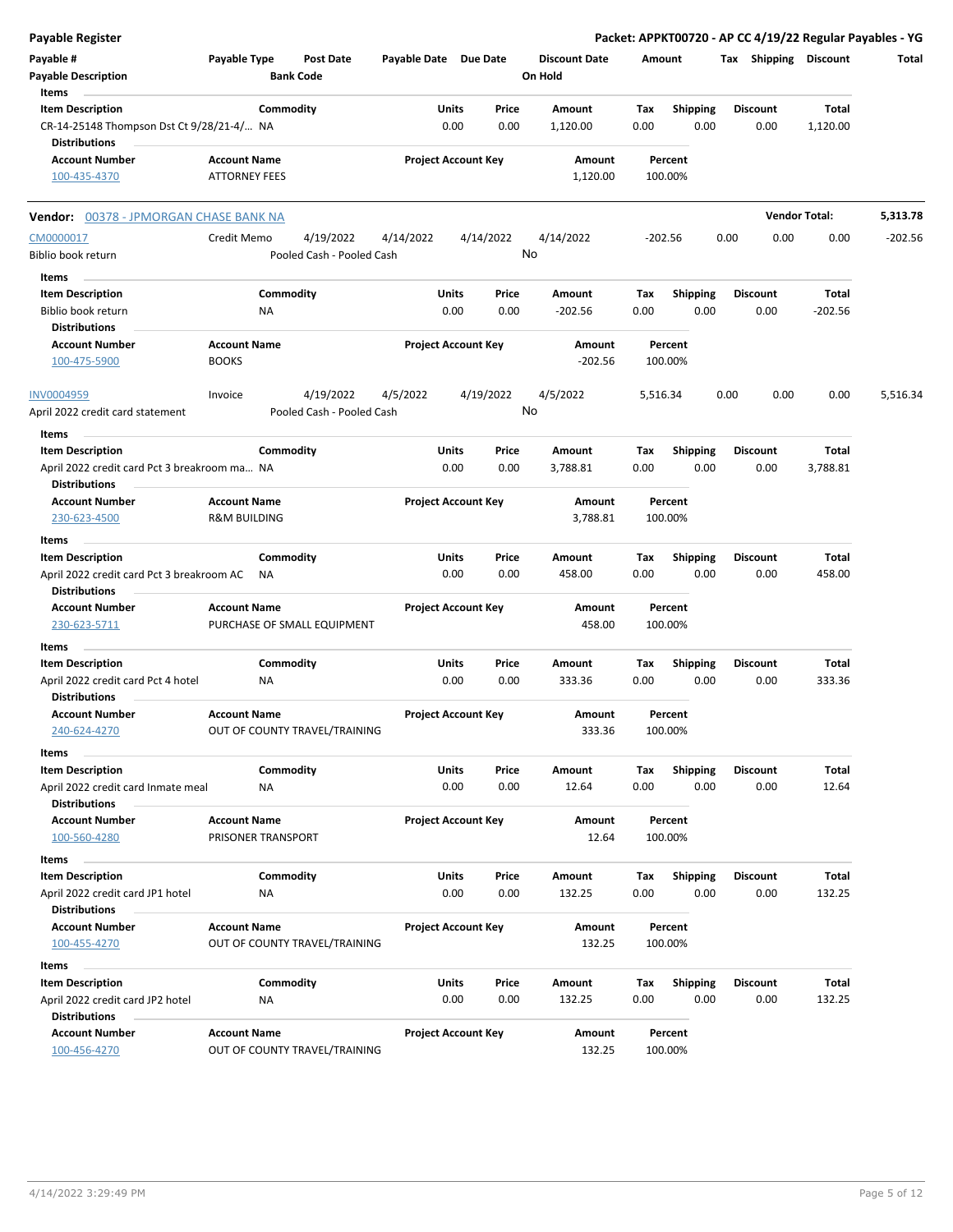**Payable Register** | **Packet: APPKT00720 - AP CC 4/19/22 Regular Payables - YG**

| Payable # | Payable Type | Post Date | Payable Date | Due Date | Discount Date | Amount | Tax | Shipping | Discount | Total |
|---|---|---|---|---|---|---|---|---|---|---|
| Payable Description | | Bank Code | | | On Hold | | | | | |

**Items**

| Item Description | Commodity | Units | Price | Amount | Tax | Shipping | Discount | Total |
|---|---|---|---|---|---|---|---|---|
| CR-14-25148 Thompson Dst Ct 9/28/21-4/... | NA | 0.00 | 0.00 | 1,120.00 | 0.00 | 0.00 | 0.00 | 1,120.00 |

**Distributions**

| Account Number | Account Name | Project Account Key | Amount | Percent |
|---|---|---|---|---|
| 100-435-4370 | ATTORNEY FEES | | 1,120.00 | 100.00% |

---

**Vendor: 00378 - JPMORGAN CHASE BANK NA** — **Vendor Total: 5,313.78**

| Payable # | Payable Type | Post Date | Payable Date | Due Date | Discount Date | Amount | Tax | Shipping | Discount | Total |
|---|---|---|---|---|---|---|---|---|---|---|
| CM0000017 | Credit Memo | 4/19/2022 | 4/14/2022 | 4/14/2022 | 4/14/2022 | -202.56 | 0.00 | 0.00 | 0.00 | -202.56 |
| Biblio book return | | Pooled Cash - Pooled Cash | | | No | | | | | |

**Items**

| Item Description | Commodity | Units | Price | Amount | Tax | Shipping | Discount | Total |
|---|---|---|---|---|---|---|---|---|
| Biblio book return | NA | 0.00 | 0.00 | -202.56 | 0.00 | 0.00 | 0.00 | -202.56 |

**Distributions**

| Account Number | Account Name | Project Account Key | Amount | Percent |
|---|---|---|---|---|
| 100-475-5900 | BOOKS | | -202.56 | 100.00% |

| Payable # | Payable Type | Post Date | Payable Date | Due Date | Discount Date | Amount | Tax | Shipping | Discount | Total |
|---|---|---|---|---|---|---|---|---|---|---|
| INV0004959 | Invoice | 4/19/2022 | 4/5/2022 | 4/19/2022 | 4/5/2022 | 5,516.34 | 0.00 | 0.00 | 0.00 | 5,516.34 |
| April 2022 credit card statement | | Pooled Cash - Pooled Cash | | | No | | | | | |

**Items**

| Item Description | Commodity | Units | Price | Amount | Tax | Shipping | Discount | Total |
|---|---|---|---|---|---|---|---|---|
| April 2022 credit card Pct 3 breakroom ma... | NA | 0.00 | 0.00 | 3,788.81 | 0.00 | 0.00 | 0.00 | 3,788.81 |

**Distributions**

| Account Number | Account Name | Project Account Key | Amount | Percent |
|---|---|---|---|---|
| 230-623-4500 | R&M BUILDING | | 3,788.81 | 100.00% |

**Items**

| Item Description | Commodity | Units | Price | Amount | Tax | Shipping | Discount | Total |
|---|---|---|---|---|---|---|---|---|
| April 2022 credit card Pct 3 breakroom AC | NA | 0.00 | 0.00 | 458.00 | 0.00 | 0.00 | 0.00 | 458.00 |

**Distributions**

| Account Number | Account Name | Project Account Key | Amount | Percent |
|---|---|---|---|---|
| 230-623-5711 | PURCHASE OF SMALL EQUIPMENT | | 458.00 | 100.00% |

**Items**

| Item Description | Commodity | Units | Price | Amount | Tax | Shipping | Discount | Total |
|---|---|---|---|---|---|---|---|---|
| April 2022 credit card Pct 4 hotel | NA | 0.00 | 0.00 | 333.36 | 0.00 | 0.00 | 0.00 | 333.36 |

**Distributions**

| Account Number | Account Name | Project Account Key | Amount | Percent |
|---|---|---|---|---|
| 240-624-4270 | OUT OF COUNTY TRAVEL/TRAINING | | 333.36 | 100.00% |

**Items**

| Item Description | Commodity | Units | Price | Amount | Tax | Shipping | Discount | Total |
|---|---|---|---|---|---|---|---|---|
| April 2022 credit card Inmate meal | NA | 0.00 | 0.00 | 12.64 | 0.00 | 0.00 | 0.00 | 12.64 |

**Distributions**

| Account Number | Account Name | Project Account Key | Amount | Percent |
|---|---|---|---|---|
| 100-560-4280 | PRISONER TRANSPORT | | 12.64 | 100.00% |

**Items**

| Item Description | Commodity | Units | Price | Amount | Tax | Shipping | Discount | Total |
|---|---|---|---|---|---|---|---|---|
| April 2022 credit card JP1 hotel | NA | 0.00 | 0.00 | 132.25 | 0.00 | 0.00 | 0.00 | 132.25 |

**Distributions**

| Account Number | Account Name | Project Account Key | Amount | Percent |
|---|---|---|---|---|
| 100-455-4270 | OUT OF COUNTY TRAVEL/TRAINING | | 132.25 | 100.00% |

**Items**

| Item Description | Commodity | Units | Price | Amount | Tax | Shipping | Discount | Total |
|---|---|---|---|---|---|---|---|---|
| April 2022 credit card JP2 hotel | NA | 0.00 | 0.00 | 132.25 | 0.00 | 0.00 | 0.00 | 132.25 |

**Distributions**

| Account Number | Account Name | Project Account Key | Amount | Percent |
|---|---|---|---|---|
| 100-456-4270 | OUT OF COUNTY TRAVEL/TRAINING | | 132.25 | 100.00% |

4/14/2022 3:29:49 PM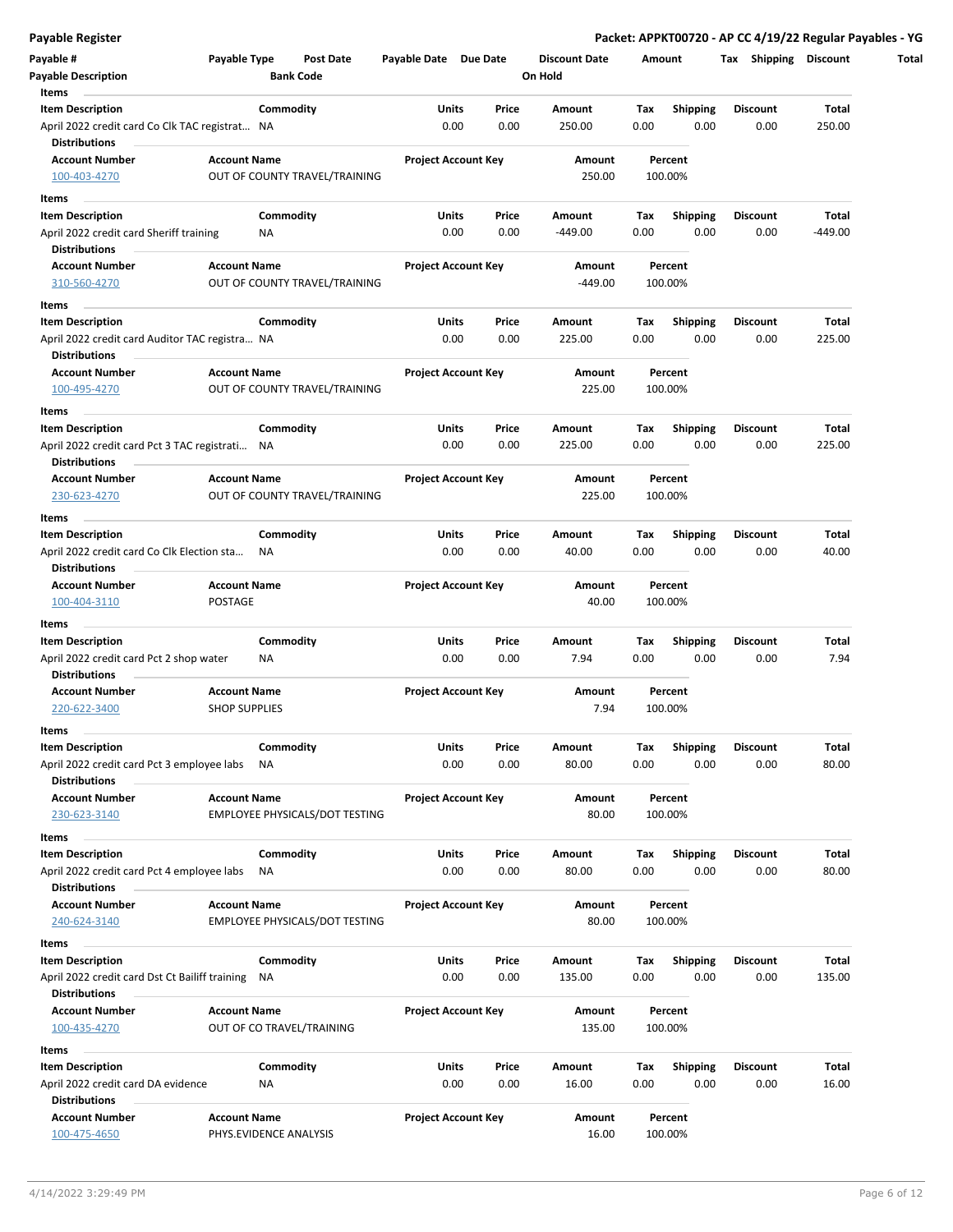## Payable Register

**Packet: APPKT00720 - AP CC 4/19/22 Regular Payables - YG**

| Payable # | Payable Type | Post Date | Payable Date | Due Date | Discount Date | Amount | Tax | Shipping | Discount | Total |
|---|---|---|---|---|---|---|---|---|---|---|
| **Payable Description** | | **Bank Code** | | | **On Hold** | | | | | |

**Items**

| Item Description | Commodity | Units | Price | Amount | Tax | Shipping | Discount | Total |
|---|---|---|---|---|---|---|---|---|
| April 2022 credit card Co Clk TAC registrat… | NA | 0.00 | 0.00 | 250.00 | 0.00 | 0.00 | 0.00 | 250.00 |

**Distributions**

| Account Number | Account Name | Project Account Key | Amount | Percent |
|---|---|---|---|---|
| 100-403-4270 | OUT OF COUNTY TRAVEL/TRAINING | | 250.00 | 100.00% |

**Items**

| Item Description | Commodity | Units | Price | Amount | Tax | Shipping | Discount | Total |
|---|---|---|---|---|---|---|---|---|
| April 2022 credit card Sheriff training | NA | 0.00 | 0.00 | -449.00 | 0.00 | 0.00 | 0.00 | -449.00 |

**Distributions**

| Account Number | Account Name | Project Account Key | Amount | Percent |
|---|---|---|---|---|
| 310-560-4270 | OUT OF COUNTY TRAVEL/TRAINING | | -449.00 | 100.00% |

**Items**

| Item Description | Commodity | Units | Price | Amount | Tax | Shipping | Discount | Total |
|---|---|---|---|---|---|---|---|---|
| April 2022 credit card Auditor TAC registra… | NA | 0.00 | 0.00 | 225.00 | 0.00 | 0.00 | 0.00 | 225.00 |

**Distributions**

| Account Number | Account Name | Project Account Key | Amount | Percent |
|---|---|---|---|---|
| 100-495-4270 | OUT OF COUNTY TRAVEL/TRAINING | | 225.00 | 100.00% |

**Items**

| Item Description | Commodity | Units | Price | Amount | Tax | Shipping | Discount | Total |
|---|---|---|---|---|---|---|---|---|
| April 2022 credit card Pct 3 TAC registrati… | NA | 0.00 | 0.00 | 225.00 | 0.00 | 0.00 | 0.00 | 225.00 |

**Distributions**

| Account Number | Account Name | Project Account Key | Amount | Percent |
|---|---|---|---|---|
| 230-623-4270 | OUT OF COUNTY TRAVEL/TRAINING | | 225.00 | 100.00% |

**Items**

| Item Description | Commodity | Units | Price | Amount | Tax | Shipping | Discount | Total |
|---|---|---|---|---|---|---|---|---|
| April 2022 credit card Co Clk Election sta… | NA | 0.00 | 0.00 | 40.00 | 0.00 | 0.00 | 0.00 | 40.00 |

**Distributions**

| Account Number | Account Name | Project Account Key | Amount | Percent |
|---|---|---|---|---|
| 100-404-3110 | POSTAGE | | 40.00 | 100.00% |

**Items**

| Item Description | Commodity | Units | Price | Amount | Tax | Shipping | Discount | Total |
|---|---|---|---|---|---|---|---|---|
| April 2022 credit card Pct 2 shop water | NA | 0.00 | 0.00 | 7.94 | 0.00 | 0.00 | 0.00 | 7.94 |

**Distributions**

| Account Number | Account Name | Project Account Key | Amount | Percent |
|---|---|---|---|---|
| 220-622-3400 | SHOP SUPPLIES | | 7.94 | 100.00% |

**Items**

| Item Description | Commodity | Units | Price | Amount | Tax | Shipping | Discount | Total |
|---|---|---|---|---|---|---|---|---|
| April 2022 credit card Pct 3 employee labs | NA | 0.00 | 0.00 | 80.00 | 0.00 | 0.00 | 0.00 | 80.00 |

**Distributions**

| Account Number | Account Name | Project Account Key | Amount | Percent |
|---|---|---|---|---|
| 230-623-3140 | EMPLOYEE PHYSICALS/DOT TESTING | | 80.00 | 100.00% |

**Items**

| Item Description | Commodity | Units | Price | Amount | Tax | Shipping | Discount | Total |
|---|---|---|---|---|---|---|---|---|
| April 2022 credit card Pct 4 employee labs | NA | 0.00 | 0.00 | 80.00 | 0.00 | 0.00 | 0.00 | 80.00 |

**Distributions**

| Account Number | Account Name | Project Account Key | Amount | Percent |
|---|---|---|---|---|
| 240-624-3140 | EMPLOYEE PHYSICALS/DOT TESTING | | 80.00 | 100.00% |

**Items**

| Item Description | Commodity | Units | Price | Amount | Tax | Shipping | Discount | Total |
|---|---|---|---|---|---|---|---|---|
| April 2022 credit card Dst Ct Bailiff training | NA | 0.00 | 0.00 | 135.00 | 0.00 | 0.00 | 0.00 | 135.00 |

**Distributions**

| Account Number | Account Name | Project Account Key | Amount | Percent |
|---|---|---|---|---|
| 100-435-4270 | OUT OF CO TRAVEL/TRAINING | | 135.00 | 100.00% |

**Items**

| Item Description | Commodity | Units | Price | Amount | Tax | Shipping | Discount | Total |
|---|---|---|---|---|---|---|---|---|
| April 2022 credit card DA evidence | NA | 0.00 | 0.00 | 16.00 | 0.00 | 0.00 | 0.00 | 16.00 |

**Distributions**

| Account Number | Account Name | Project Account Key | Amount | Percent |
|---|---|---|---|---|
| 100-475-4650 | PHYS.EVIDENCE ANALYSIS | | 16.00 | 100.00% |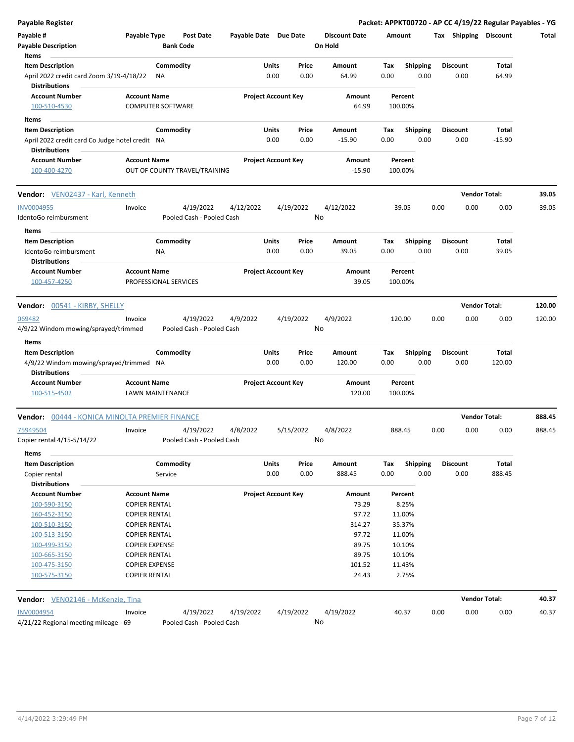**Payable Register** — **Packet: APPKT00720 - AP CC 4/19/22 Regular Payables - YG**

| Payable # | Payable Type | Post Date | Payable Date | Due Date | Discount Date | Amount | Tax | Shipping | Discount | Total |
|---|---|---|---|---|---|---|---|---|---|---|
| Payable Description | | Bank Code | | | On Hold | | | | | |

**Items**

| Item Description | Commodity | Units | Price | Amount | Tax | Shipping | Discount | Total |
|---|---|---|---|---|---|---|---|---|
| April 2022 credit card Zoom 3/19-4/18/22 | NA | 0.00 | 0.00 | 64.99 | 0.00 | 0.00 | 0.00 | 64.99 |

**Distributions**

| Account Number | Account Name | Project Account Key | Amount | Percent |
|---|---|---|---|---|
| 100-510-4530 | COMPUTER SOFTWARE | | 64.99 | 100.00% |

**Items**

| Item Description | Commodity | Units | Price | Amount | Tax | Shipping | Discount | Total |
|---|---|---|---|---|---|---|---|---|
| April 2022 credit card Co Judge hotel credit | NA | 0.00 | 0.00 | -15.90 | 0.00 | 0.00 | 0.00 | -15.90 |

**Distributions**

| Account Number | Account Name | Project Account Key | Amount | Percent |
|---|---|---|---|---|
| 100-400-4270 | OUT OF COUNTY TRAVEL/TRAINING | | -15.90 | 100.00% |

---

**Vendor:** VEN02437 - Karl, Kenneth — **Vendor Total: 39.05**

| Payable # | Payable Type | Post Date | Payable Date | Due Date | Discount Date | Amount | Tax | Shipping | Discount | Total |
|---|---|---|---|---|---|---|---|---|---|---|
| INV0004955 | Invoice | 4/19/2022 | 4/12/2022 | 4/19/2022 | 4/12/2022 | 39.05 | 0.00 | 0.00 | 0.00 | 39.05 |
| IdentoGo reimbursment | | Pooled Cash - Pooled Cash | | | No | | | | | |

**Items**

| Item Description | Commodity | Units | Price | Amount | Tax | Shipping | Discount | Total |
|---|---|---|---|---|---|---|---|---|
| IdentoGo reimbursment | NA | 0.00 | 0.00 | 39.05 | 0.00 | 0.00 | 0.00 | 39.05 |

**Distributions**

| Account Number | Account Name | Project Account Key | Amount | Percent |
|---|---|---|---|---|
| 100-457-4250 | PROFESSIONAL SERVICES | | 39.05 | 100.00% |

---

**Vendor:** 00541 - KIRBY, SHELLY — **Vendor Total: 120.00**

| Payable # | Payable Type | Post Date | Payable Date | Due Date | Discount Date | Amount | Tax | Shipping | Discount | Total |
|---|---|---|---|---|---|---|---|---|---|---|
| 069482 | Invoice | 4/19/2022 | 4/9/2022 | 4/19/2022 | 4/9/2022 | 120.00 | 0.00 | 0.00 | 0.00 | 120.00 |
| 4/9/22 Windom mowing/sprayed/trimmed | | Pooled Cash - Pooled Cash | | | No | | | | | |

**Items**

| Item Description | Commodity | Units | Price | Amount | Tax | Shipping | Discount | Total |
|---|---|---|---|---|---|---|---|---|
| 4/9/22 Windom mowing/sprayed/trimmed | NA | 0.00 | 0.00 | 120.00 | 0.00 | 0.00 | 0.00 | 120.00 |

**Distributions**

| Account Number | Account Name | Project Account Key | Amount | Percent |
|---|---|---|---|---|
| 100-515-4502 | LAWN MAINTENANCE | | 120.00 | 100.00% |

---

**Vendor:** 00444 - KONICA MINOLTA PREMIER FINANCE — **Vendor Total: 888.45**

| Payable # | Payable Type | Post Date | Payable Date | Due Date | Discount Date | Amount | Tax | Shipping | Discount | Total |
|---|---|---|---|---|---|---|---|---|---|---|
| 75949504 | Invoice | 4/19/2022 | 4/8/2022 | 5/15/2022 | 4/8/2022 | 888.45 | 0.00 | 0.00 | 0.00 | 888.45 |
| Copier rental 4/15-5/14/22 | | Pooled Cash - Pooled Cash | | | No | | | | | |

**Items**

| Item Description | Commodity | Units | Price | Amount | Tax | Shipping | Discount | Total |
|---|---|---|---|---|---|---|---|---|
| Copier rental | Service | 0.00 | 0.00 | 888.45 | 0.00 | 0.00 | 0.00 | 888.45 |

**Distributions**

| Account Number | Account Name | Project Account Key | Amount | Percent |
|---|---|---|---|---|
| 100-590-3150 | COPIER RENTAL | | 73.29 | 8.25% |
| 160-452-3150 | COPIER RENTAL | | 97.72 | 11.00% |
| 100-510-3150 | COPIER RENTAL | | 314.27 | 35.37% |
| 100-513-3150 | COPIER RENTAL | | 97.72 | 11.00% |
| 100-499-3150 | COPIER EXPENSE | | 89.75 | 10.10% |
| 100-665-3150 | COPIER RENTAL | | 89.75 | 10.10% |
| 100-475-3150 | COPIER EXPENSE | | 101.52 | 11.43% |
| 100-575-3150 | COPIER RENTAL | | 24.43 | 2.75% |

---

**Vendor:** VEN02146 - McKenzie, Tina — **Vendor Total: 40.37**

| Payable # | Payable Type | Post Date | Payable Date | Due Date | Discount Date | Amount | Tax | Shipping | Discount | Total |
|---|---|---|---|---|---|---|---|---|---|---|
| INV0004954 | Invoice | 4/19/2022 | 4/19/2022 | 4/19/2022 | 4/19/2022 | 40.37 | 0.00 | 0.00 | 0.00 | 40.37 |
| 4/21/22 Regional meeting mileage - 69 | | Pooled Cash - Pooled Cash | | | No | | | | | |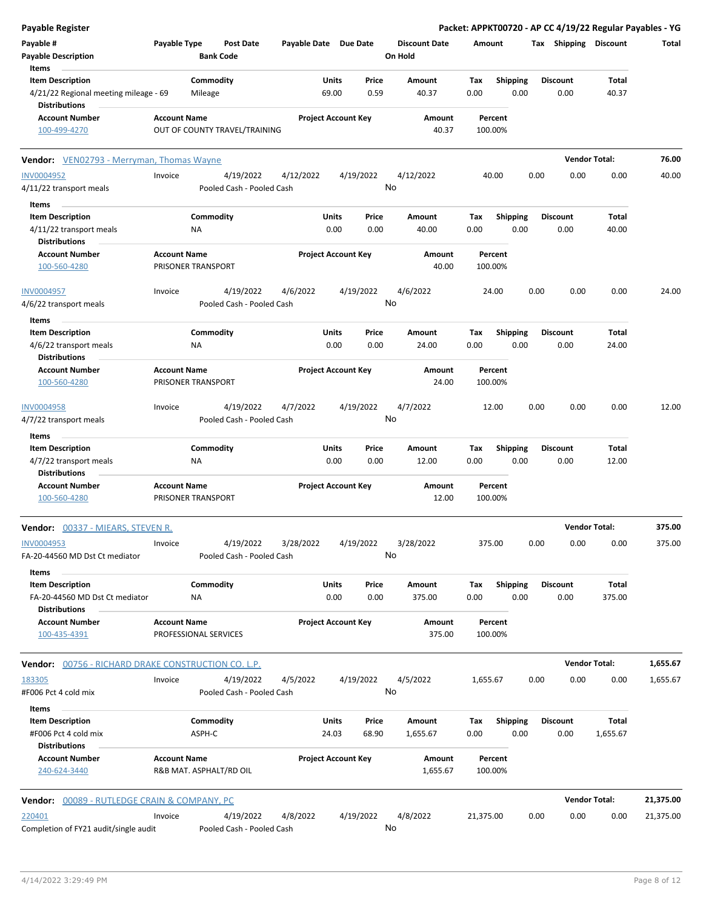**Payable Register** — **Packet: APPKT00720 - AP CC 4/19/22 Regular Payables - YG**

| Payable # | Payable Type | Post Date | Payable Date | Due Date | Discount Date | Amount | Tax | Shipping | Discount | Total |
|---|---|---|---|---|---|---|---|---|---|---|
| **Payable Description** | | **Bank Code** | | | **On Hold** | | | | | |

**Items**

| Item Description | Commodity | Units | Price | Amount | Tax | Shipping | Discount | Total |
|---|---|---|---|---|---|---|---|---|
| 4/21/22 Regional meeting mileage - 69 | Mileage | 69.00 | 0.59 | 40.37 | 0.00 | 0.00 | 0.00 | 40.37 |

**Distributions**

| Account Number | Account Name | Project Account Key | Amount | Percent |
|---|---|---|---|---|
| 100-499-4270 | OUT OF COUNTY TRAVEL/TRAINING | | 40.37 | 100.00% |

---

**Vendor:** VEN02793 - Merryman, Thomas Wayne — **Vendor Total:** **76.00**

| Payable # | Payable Type | Post Date | Payable Date | Due Date | Discount Date | Amount | Tax | Shipping | Discount | Total |
|---|---|---|---|---|---|---|---|---|---|---|
| INV0004952 | Invoice | 4/19/2022 | 4/12/2022 | 4/19/2022 | 4/12/2022 | 40.00 | 0.00 | 0.00 | 0.00 | 40.00 |
| 4/11/22 transport meals | | Pooled Cash - Pooled Cash | | | No | | | | | |

**Items**

| Item Description | Commodity | Units | Price | Amount | Tax | Shipping | Discount | Total |
|---|---|---|---|---|---|---|---|---|
| 4/11/22 transport meals | NA | 0.00 | 0.00 | 40.00 | 0.00 | 0.00 | 0.00 | 40.00 |

**Distributions**

| Account Number | Account Name | Project Account Key | Amount | Percent |
|---|---|---|---|---|
| 100-560-4280 | PRISONER TRANSPORT | | 40.00 | 100.00% |

| Payable # | Payable Type | Post Date | Payable Date | Due Date | Discount Date | Amount | Tax | Shipping | Discount | Total |
|---|---|---|---|---|---|---|---|---|---|---|
| INV0004957 | Invoice | 4/19/2022 | 4/6/2022 | 4/19/2022 | 4/6/2022 | 24.00 | 0.00 | 0.00 | 0.00 | 24.00 |
| 4/6/22 transport meals | | Pooled Cash - Pooled Cash | | | No | | | | | |

**Items**

| Item Description | Commodity | Units | Price | Amount | Tax | Shipping | Discount | Total |
|---|---|---|---|---|---|---|---|---|
| 4/6/22 transport meals | NA | 0.00 | 0.00 | 24.00 | 0.00 | 0.00 | 0.00 | 24.00 |

**Distributions**

| Account Number | Account Name | Project Account Key | Amount | Percent |
|---|---|---|---|---|
| 100-560-4280 | PRISONER TRANSPORT | | 24.00 | 100.00% |

| Payable # | Payable Type | Post Date | Payable Date | Due Date | Discount Date | Amount | Tax | Shipping | Discount | Total |
|---|---|---|---|---|---|---|---|---|---|---|
| INV0004958 | Invoice | 4/19/2022 | 4/7/2022 | 4/19/2022 | 4/7/2022 | 12.00 | 0.00 | 0.00 | 0.00 | 12.00 |
| 4/7/22 transport meals | | Pooled Cash - Pooled Cash | | | No | | | | | |

**Items**

| Item Description | Commodity | Units | Price | Amount | Tax | Shipping | Discount | Total |
|---|---|---|---|---|---|---|---|---|
| 4/7/22 transport meals | NA | 0.00 | 0.00 | 12.00 | 0.00 | 0.00 | 0.00 | 12.00 |

**Distributions**

| Account Number | Account Name | Project Account Key | Amount | Percent |
|---|---|---|---|---|
| 100-560-4280 | PRISONER TRANSPORT | | 12.00 | 100.00% |

---

**Vendor:** 00337 - MIEARS, STEVEN R. — **Vendor Total:** **375.00**

| Payable # | Payable Type | Post Date | Payable Date | Due Date | Discount Date | Amount | Tax | Shipping | Discount | Total |
|---|---|---|---|---|---|---|---|---|---|---|
| INV0004953 | Invoice | 4/19/2022 | 3/28/2022 | 4/19/2022 | 3/28/2022 | 375.00 | 0.00 | 0.00 | 0.00 | 375.00 |
| FA-20-44560 MD Dst Ct mediator | | Pooled Cash - Pooled Cash | | | No | | | | | |

**Items**

| Item Description | Commodity | Units | Price | Amount | Tax | Shipping | Discount | Total |
|---|---|---|---|---|---|---|---|---|
| FA-20-44560 MD Dst Ct mediator | NA | 0.00 | 0.00 | 375.00 | 0.00 | 0.00 | 0.00 | 375.00 |

**Distributions**

| Account Number | Account Name | Project Account Key | Amount | Percent |
|---|---|---|---|---|
| 100-435-4391 | PROFESSIONAL SERVICES | | 375.00 | 100.00% |

---

**Vendor:** 00756 - RICHARD DRAKE CONSTRUCTION CO. L.P. — **Vendor Total:** **1,655.67**

| Payable # | Payable Type | Post Date | Payable Date | Due Date | Discount Date | Amount | Tax | Shipping | Discount | Total |
|---|---|---|---|---|---|---|---|---|---|---|
| 183305 | Invoice | 4/19/2022 | 4/5/2022 | 4/19/2022 | 4/5/2022 | 1,655.67 | 0.00 | 0.00 | 0.00 | 1,655.67 |
| #F006 Pct 4 cold mix | | Pooled Cash - Pooled Cash | | | No | | | | | |

**Items**

| Item Description | Commodity | Units | Price | Amount | Tax | Shipping | Discount | Total |
|---|---|---|---|---|---|---|---|---|
| #F006 Pct 4 cold mix | ASPH-C | 24.03 | 68.90 | 1,655.67 | 0.00 | 0.00 | 0.00 | 1,655.67 |

**Distributions**

| Account Number | Account Name | Project Account Key | Amount | Percent |
|---|---|---|---|---|
| 240-624-3440 | R&B MAT. ASPHALT/RD OIL | | 1,655.67 | 100.00% |

---

**Vendor:** 00089 - RUTLEDGE CRAIN & COMPANY, PC — **Vendor Total:** **21,375.00**

| Payable # | Payable Type | Post Date | Payable Date | Due Date | Discount Date | Amount | Tax | Shipping | Discount | Total |
|---|---|---|---|---|---|---|---|---|---|---|
| 220401 | Invoice | 4/19/2022 | 4/8/2022 | 4/19/2022 | 4/8/2022 | 21,375.00 | 0.00 | 0.00 | 0.00 | 21,375.00 |
| Completion of FY21 audit/single audit | | Pooled Cash - Pooled Cash | | | No | | | | | |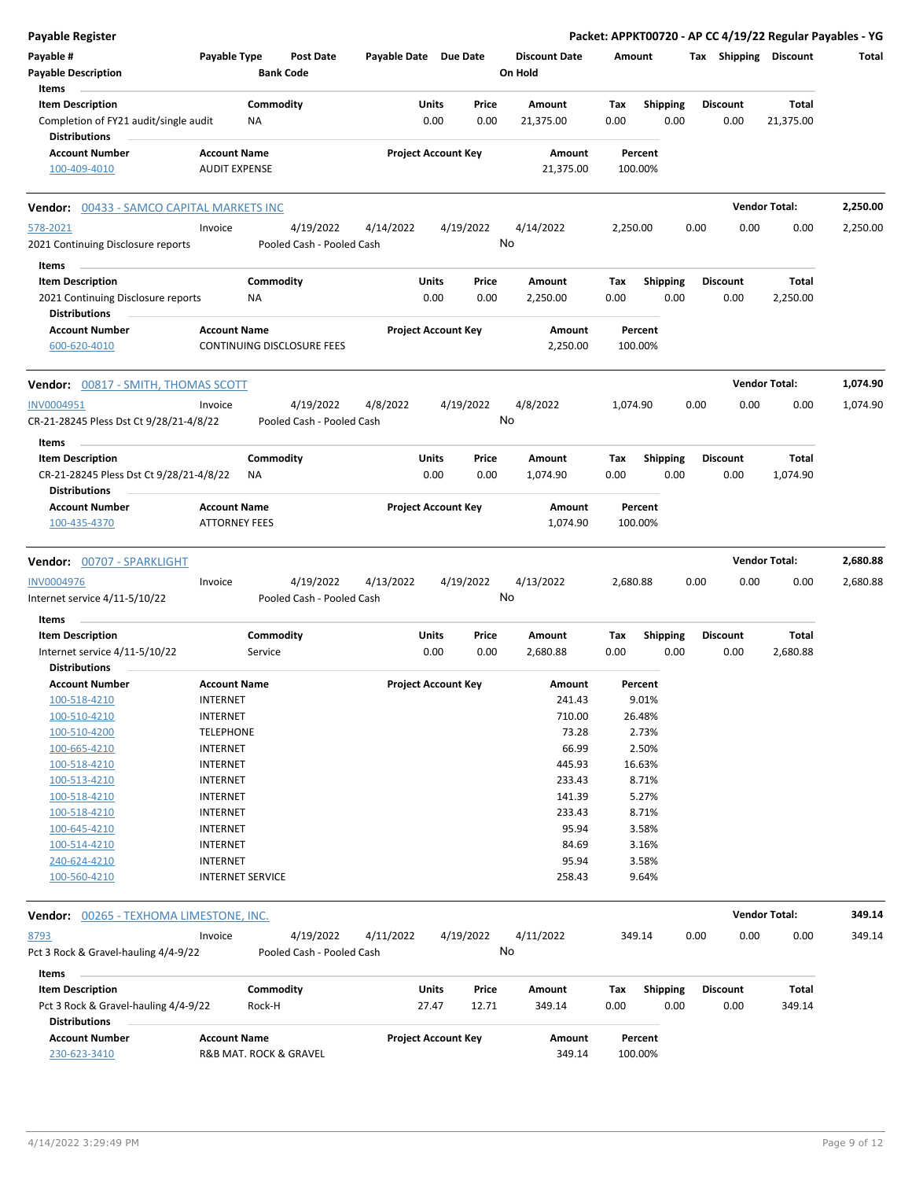**Payable Register** — **Packet: APPKT00720 - AP CC 4/19/22 Regular Payables - YG**

| Payable # | Payable Type | Post Date | Payable Date | Due Date | Discount Date | Amount | Tax | Shipping | Discount | Total |
|---|---|---|---|---|---|---|---|---|---|---|
| Payable Description | | Bank Code | | | On Hold | | | | | |

**Items**

| Item Description | Commodity | Units | Price | Amount | Tax | Shipping | Discount | Total |
|---|---|---|---|---|---|---|---|---|
| Completion of FY21 audit/single audit | NA | 0.00 | 0.00 | 21,375.00 | 0.00 | 0.00 | 0.00 | 21,375.00 |

**Distributions**

| Account Number | Account Name | Project Account Key | Amount | Percent |
|---|---|---|---|---|
| 100-409-4010 | AUDIT EXPENSE | | 21,375.00 | 100.00% |

---

**Vendor: 00433 - SAMCO CAPITAL MARKETS INC** — **Vendor Total: 2,250.00**

| Payable # | Payable Type | Post Date | Payable Date | Due Date | Discount Date | Amount | Tax | Shipping | Discount | Total |
|---|---|---|---|---|---|---|---|---|---|---|
| 578-2021 | Invoice | 4/19/2022 | 4/14/2022 | 4/19/2022 | 4/14/2022 | 2,250.00 | 0.00 | 0.00 | 0.00 | 2,250.00 |
| 2021 Continuing Disclosure reports | | Pooled Cash - Pooled Cash | | | No | | | | | |

**Items**

| Item Description | Commodity | Units | Price | Amount | Tax | Shipping | Discount | Total |
|---|---|---|---|---|---|---|---|---|
| 2021 Continuing Disclosure reports | NA | 0.00 | 0.00 | 2,250.00 | 0.00 | 0.00 | 0.00 | 2,250.00 |

**Distributions**

| Account Number | Account Name | Project Account Key | Amount | Percent |
|---|---|---|---|---|
| 600-620-4010 | CONTINUING DISCLOSURE FEES | | 2,250.00 | 100.00% |

---

**Vendor: 00817 - SMITH, THOMAS SCOTT** — **Vendor Total: 1,074.90**

| Payable # | Payable Type | Post Date | Payable Date | Due Date | Discount Date | Amount | Tax | Shipping | Discount | Total |
|---|---|---|---|---|---|---|---|---|---|---|
| INV0004951 | Invoice | 4/19/2022 | 4/8/2022 | 4/19/2022 | 4/8/2022 | 1,074.90 | 0.00 | 0.00 | 0.00 | 1,074.90 |
| CR-21-28245 Pless Dst Ct 9/28/21-4/8/22 | | Pooled Cash - Pooled Cash | | | No | | | | | |

**Items**

| Item Description | Commodity | Units | Price | Amount | Tax | Shipping | Discount | Total |
|---|---|---|---|---|---|---|---|---|
| CR-21-28245 Pless Dst Ct 9/28/21-4/8/22 | NA | 0.00 | 0.00 | 1,074.90 | 0.00 | 0.00 | 0.00 | 1,074.90 |

**Distributions**

| Account Number | Account Name | Project Account Key | Amount | Percent |
|---|---|---|---|---|
| 100-435-4370 | ATTORNEY FEES | | 1,074.90 | 100.00% |

---

**Vendor: 00707 - SPARKLIGHT** — **Vendor Total: 2,680.88**

| Payable # | Payable Type | Post Date | Payable Date | Due Date | Discount Date | Amount | Tax | Shipping | Discount | Total |
|---|---|---|---|---|---|---|---|---|---|---|
| INV0004976 | Invoice | 4/19/2022 | 4/13/2022 | 4/19/2022 | 4/13/2022 | 2,680.88 | 0.00 | 0.00 | 0.00 | 2,680.88 |
| Internet service 4/11-5/10/22 | | Pooled Cash - Pooled Cash | | | No | | | | | |

**Items**

| Item Description | Commodity | Units | Price | Amount | Tax | Shipping | Discount | Total |
|---|---|---|---|---|---|---|---|---|
| Internet service 4/11-5/10/22 | Service | 0.00 | 0.00 | 2,680.88 | 0.00 | 0.00 | 0.00 | 2,680.88 |

**Distributions**

| Account Number | Account Name | Project Account Key | Amount | Percent |
|---|---|---|---|---|
| 100-518-4210 | INTERNET | | 241.43 | 9.01% |
| 100-510-4210 | INTERNET | | 710.00 | 26.48% |
| 100-510-4200 | TELEPHONE | | 73.28 | 2.73% |
| 100-665-4210 | INTERNET | | 66.99 | 2.50% |
| 100-518-4210 | INTERNET | | 445.93 | 16.63% |
| 100-513-4210 | INTERNET | | 233.43 | 8.71% |
| 100-518-4210 | INTERNET | | 141.39 | 5.27% |
| 100-518-4210 | INTERNET | | 233.43 | 8.71% |
| 100-645-4210 | INTERNET | | 95.94 | 3.58% |
| 100-514-4210 | INTERNET | | 84.69 | 3.16% |
| 240-624-4210 | INTERNET | | 95.94 | 3.58% |
| 100-560-4210 | INTERNET SERVICE | | 258.43 | 9.64% |

---

**Vendor: 00265 - TEXHOMA LIMESTONE, INC.** — **Vendor Total: 349.14**

| Payable # | Payable Type | Post Date | Payable Date | Due Date | Discount Date | Amount | Tax | Shipping | Discount | Total |
|---|---|---|---|---|---|---|---|---|---|---|
| 8793 | Invoice | 4/19/2022 | 4/11/2022 | 4/19/2022 | 4/11/2022 | 349.14 | 0.00 | 0.00 | 0.00 | 349.14 |
| Pct 3 Rock & Gravel-hauling 4/4-9/22 | | Pooled Cash - Pooled Cash | | | No | | | | | |

**Items**

| Item Description | Commodity | Units | Price | Amount | Tax | Shipping | Discount | Total |
|---|---|---|---|---|---|---|---|---|
| Pct 3 Rock & Gravel-hauling 4/4-9/22 | Rock-H | 27.47 | 12.71 | 349.14 | 0.00 | 0.00 | 0.00 | 349.14 |

**Distributions**

| Account Number | Account Name | Project Account Key | Amount | Percent |
|---|---|---|---|---|
| 230-623-3410 | R&B MAT. ROCK & GRAVEL | | 349.14 | 100.00% |

4/14/2022 3:29:49 PM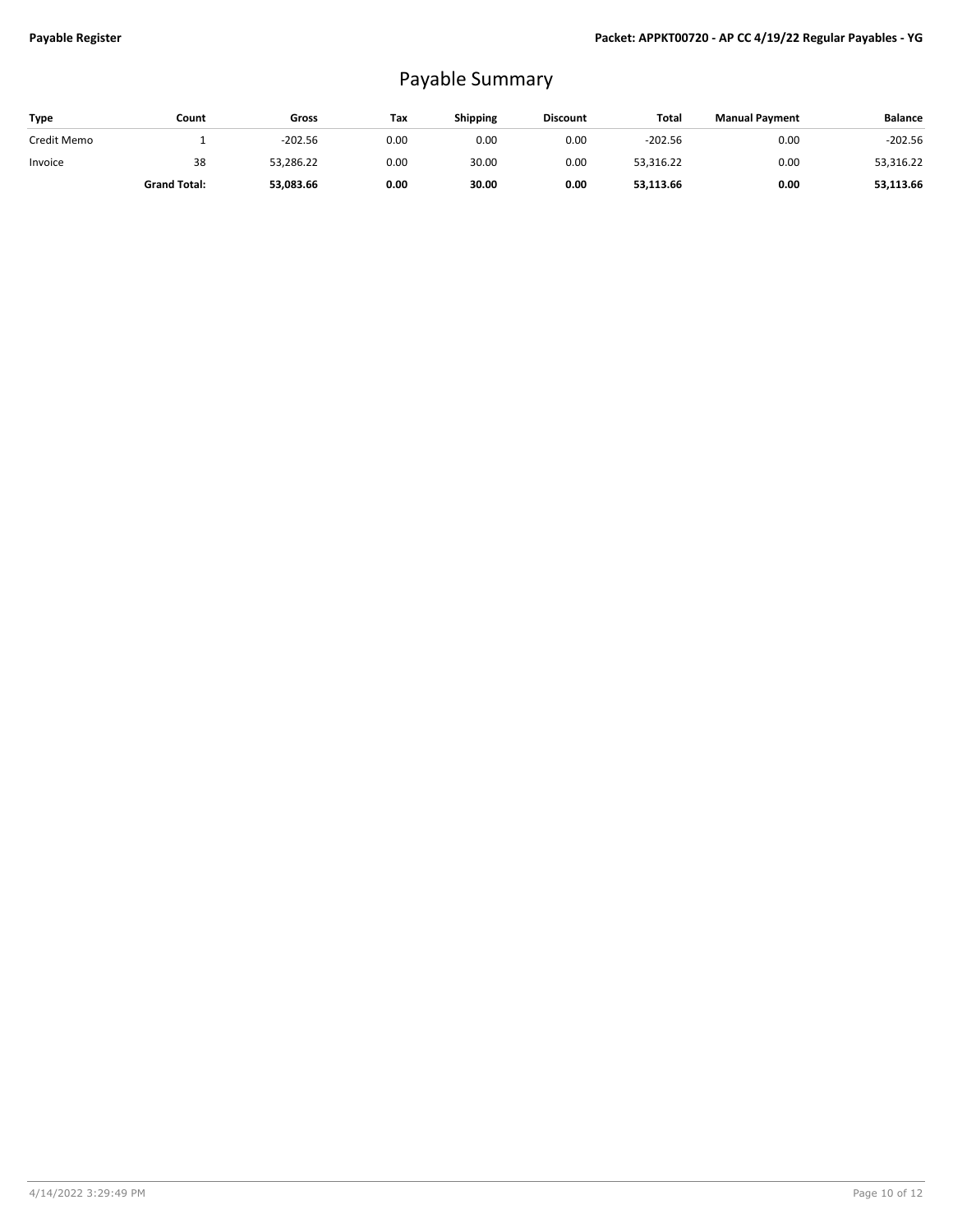# Payable Summary

| Type | Count | Gross | Tax | Shipping | Discount | Total | Manual Payment | Balance |
|---|---|---|---|---|---|---|---|---|
| Credit Memo | 1 | -202.56 | 0.00 | 0.00 | 0.00 | -202.56 | 0.00 | -202.56 |
| Invoice | 38 | 53,286.22 | 0.00 | 30.00 | 0.00 | 53,316.22 | 0.00 | 53,316.22 |
| | **Grand Total:** | **53,083.66** | **0.00** | **30.00** | **0.00** | **53,113.66** | **0.00** | **53,113.66** |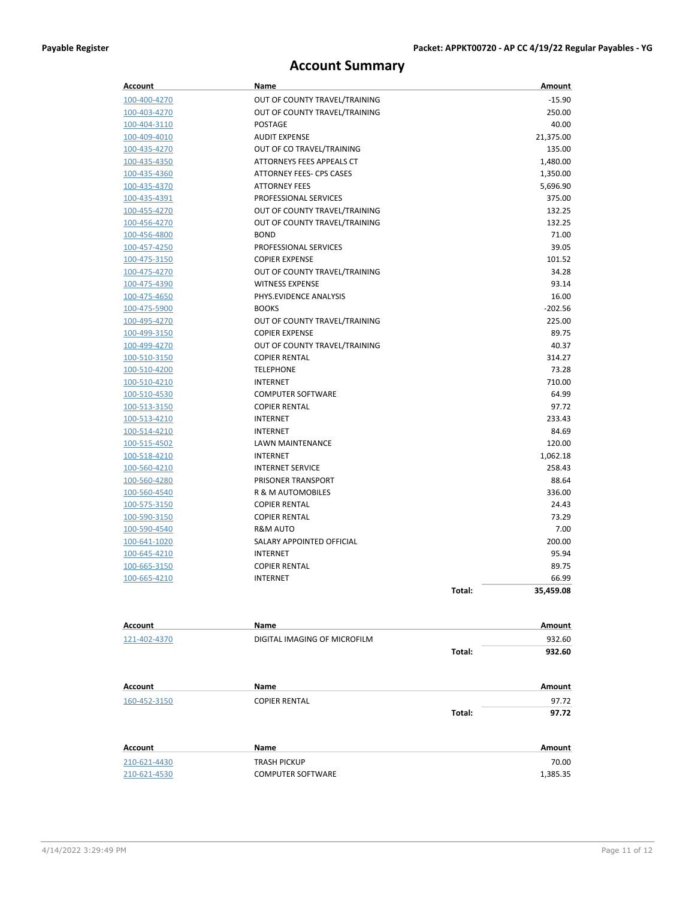# Account Summary

| Account | Name | | Amount |
|---|---|---|---|
| 100-400-4270 | OUT OF COUNTY TRAVEL/TRAINING | | -15.90 |
| 100-403-4270 | OUT OF COUNTY TRAVEL/TRAINING | | 250.00 |
| 100-404-3110 | POSTAGE | | 40.00 |
| 100-409-4010 | AUDIT EXPENSE | | 21,375.00 |
| 100-435-4270 | OUT OF CO TRAVEL/TRAINING | | 135.00 |
| 100-435-4350 | ATTORNEYS FEES APPEALS CT | | 1,480.00 |
| 100-435-4360 | ATTORNEY FEES- CPS CASES | | 1,350.00 |
| 100-435-4370 | ATTORNEY FEES | | 5,696.90 |
| 100-435-4391 | PROFESSIONAL SERVICES | | 375.00 |
| 100-455-4270 | OUT OF COUNTY TRAVEL/TRAINING | | 132.25 |
| 100-456-4270 | OUT OF COUNTY TRAVEL/TRAINING | | 132.25 |
| 100-456-4800 | BOND | | 71.00 |
| 100-457-4250 | PROFESSIONAL SERVICES | | 39.05 |
| 100-475-3150 | COPIER EXPENSE | | 101.52 |
| 100-475-4270 | OUT OF COUNTY TRAVEL/TRAINING | | 34.28 |
| 100-475-4390 | WITNESS EXPENSE | | 93.14 |
| 100-475-4650 | PHYS.EVIDENCE ANALYSIS | | 16.00 |
| 100-475-5900 | BOOKS | | -202.56 |
| 100-495-4270 | OUT OF COUNTY TRAVEL/TRAINING | | 225.00 |
| 100-499-3150 | COPIER EXPENSE | | 89.75 |
| 100-499-4270 | OUT OF COUNTY TRAVEL/TRAINING | | 40.37 |
| 100-510-3150 | COPIER RENTAL | | 314.27 |
| 100-510-4200 | TELEPHONE | | 73.28 |
| 100-510-4210 | INTERNET | | 710.00 |
| 100-510-4530 | COMPUTER SOFTWARE | | 64.99 |
| 100-513-3150 | COPIER RENTAL | | 97.72 |
| 100-513-4210 | INTERNET | | 233.43 |
| 100-514-4210 | INTERNET | | 84.69 |
| 100-515-4502 | LAWN MAINTENANCE | | 120.00 |
| 100-518-4210 | INTERNET | | 1,062.18 |
| 100-560-4210 | INTERNET SERVICE | | 258.43 |
| 100-560-4280 | PRISONER TRANSPORT | | 88.64 |
| 100-560-4540 | R & M AUTOMOBILES | | 336.00 |
| 100-575-3150 | COPIER RENTAL | | 24.43 |
| 100-590-3150 | COPIER RENTAL | | 73.29 |
| 100-590-4540 | R&M AUTO | | 7.00 |
| 100-641-1020 | SALARY APPOINTED OFFICIAL | | 200.00 |
| 100-645-4210 | INTERNET | | 95.94 |
| 100-665-3150 | COPIER RENTAL | | 89.75 |
| 100-665-4210 | INTERNET | | 66.99 |
| | | **Total:** | **35,459.08** |

| Account | Name | | Amount |
|---|---|---|---|
| 121-402-4370 | DIGITAL IMAGING OF MICROFILM | | 932.60 |
| | | **Total:** | **932.60** |

| Account | Name | | Amount |
|---|---|---|---|
| 160-452-3150 | COPIER RENTAL | | 97.72 |
| | | **Total:** | **97.72** |

| Account | Name | | Amount |
|---|---|---|---|
| 210-621-4430 | TRASH PICKUP | | 70.00 |
| 210-621-4530 | COMPUTER SOFTWARE | | 1,385.35 |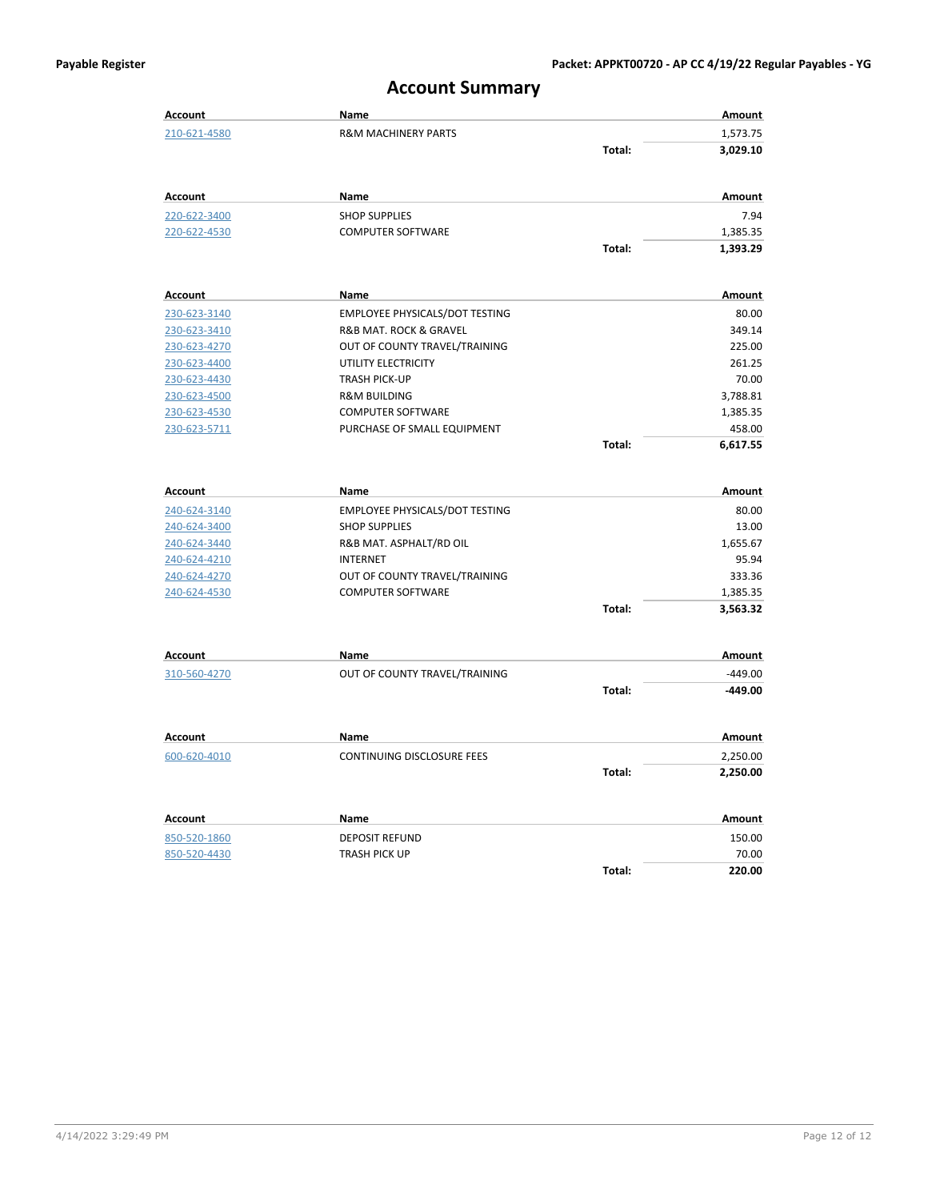## Account Summary

| Account | Name | | Amount |
|---|---|---|---|
| 210-621-4580 | R&M MACHINERY PARTS | | 1,573.75 |
| | | **Total:** | **3,029.10** |

| Account | Name | | Amount |
|---|---|---|---|
| 220-622-3400 | SHOP SUPPLIES | | 7.94 |
| 220-622-4530 | COMPUTER SOFTWARE | | 1,385.35 |
| | | **Total:** | **1,393.29** |

| Account | Name | | Amount |
|---|---|---|---|
| 230-623-3140 | EMPLOYEE PHYSICALS/DOT TESTING | | 80.00 |
| 230-623-3410 | R&B MAT. ROCK & GRAVEL | | 349.14 |
| 230-623-4270 | OUT OF COUNTY TRAVEL/TRAINING | | 225.00 |
| 230-623-4400 | UTILITY ELECTRICITY | | 261.25 |
| 230-623-4430 | TRASH PICK-UP | | 70.00 |
| 230-623-4500 | R&M BUILDING | | 3,788.81 |
| 230-623-4530 | COMPUTER SOFTWARE | | 1,385.35 |
| 230-623-5711 | PURCHASE OF SMALL EQUIPMENT | | 458.00 |
| | | **Total:** | **6,617.55** |

| Account | Name | | Amount |
|---|---|---|---|
| 240-624-3140 | EMPLOYEE PHYSICALS/DOT TESTING | | 80.00 |
| 240-624-3400 | SHOP SUPPLIES | | 13.00 |
| 240-624-3440 | R&B MAT. ASPHALT/RD OIL | | 1,655.67 |
| 240-624-4210 | INTERNET | | 95.94 |
| 240-624-4270 | OUT OF COUNTY TRAVEL/TRAINING | | 333.36 |
| 240-624-4530 | COMPUTER SOFTWARE | | 1,385.35 |
| | | **Total:** | **3,563.32** |

| Account | Name | | Amount |
|---|---|---|---|
| 310-560-4270 | OUT OF COUNTY TRAVEL/TRAINING | | -449.00 |
| | | **Total:** | **-449.00** |

| Account | Name | | Amount |
|---|---|---|---|
| 600-620-4010 | CONTINUING DISCLOSURE FEES | | 2,250.00 |
| | | **Total:** | **2,250.00** |

| Account | Name | | Amount |
|---|---|---|---|
| 850-520-1860 | DEPOSIT REFUND | | 150.00 |
| 850-520-4430 | TRASH PICK UP | | 70.00 |
| | | **Total:** | **220.00** |